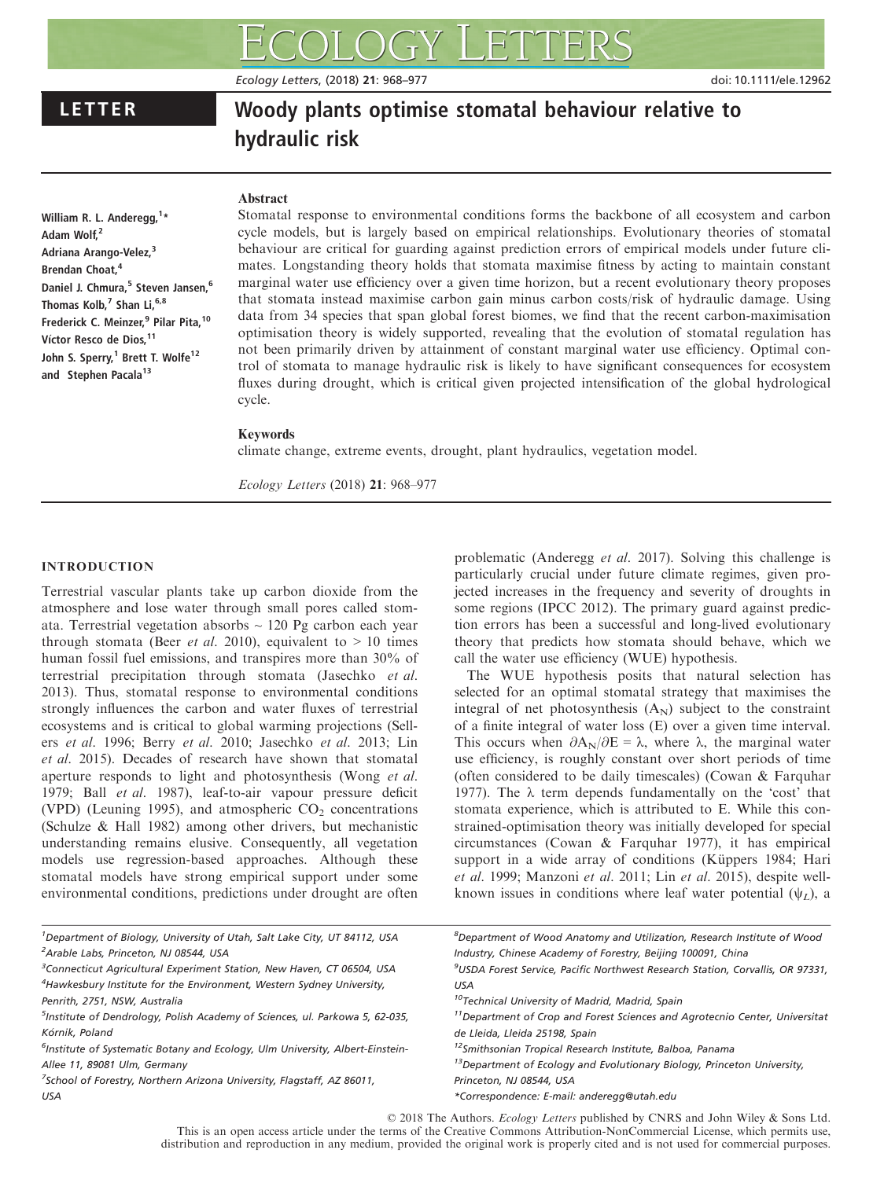LETTER

# Woody plants optimise stomatal behaviour relative to hydraulic risk

William R. L. Anderegg,[1]* Adam Wolf,[2] Adriana Arango-Velez,[3] Brendan Choat,[4] Daniel J. Chmura,[5] Steven Jansen,[6] Thomas Kolb,[7] Shan Li,[6,8] Frederick C. Meinzer,[9] Pilar Pita,[10] Víctor Resco de Dios,[11] John S. Sperry,[1] Brett T. Wolfe[12] and Stephen Pacala[13]

## Abstract

Stomatal response to environmental conditions forms the backbone of all ecosystem and carbon cycle models, but is largely based on empirical relationships. Evolutionary theories of stomatal behaviour are critical for guarding against prediction errors of empirical models under future climates. Longstanding theory holds that stomata maximise fitness by acting to maintain constant marginal water use efficiency over a given time horizon, but a recent evolutionary theory proposes that stomata instead maximise carbon gain minus carbon costs/risk of hydraulic damage. Using data from 34 species that span global forest biomes, we find that the recent carbon-maximisation optimisation theory is widely supported, revealing that the evolution of stomatal regulation has not been primarily driven by attainment of constant marginal water use efficiency. Optimal control of stomata to manage hydraulic risk is likely to have significant consequences for ecosystem fluxes during drought, which is critical given projected intensification of the global hydrological cycle.

### Keywords

climate change, extreme events, drought, plant hydraulics, vegetation model.

*Ecology Letters* (2018) **21**: 968–977

## INTRODUCTION

Terrestrial vascular plants take up carbon dioxide from the atmosphere and lose water through small pores called stomata. Terrestrial vegetation absorbs ~ 120 Pg carbon each year through stomata (Beer *et al*. 2010), equivalent to > 10 times human fossil fuel emissions, and transpires more than 30% of terrestrial precipitation through stomata (Jasechko *et al*. 2013). Thus, stomatal response to environmental conditions strongly influences the carbon and water fluxes of terrestrial ecosystems and is critical to global warming projections (Sellers *et al*. 1996; Berry *et al*. 2010; Jasechko *et al*. 2013; Lin *et al*. 2015). Decades of research have shown that stomatal aperture responds to light and photosynthesis (Wong *et al*. 1979; Ball *et al*. 1987), leaf-to-air vapour pressure deficit (VPD) (Leuning 1995), and atmospheric $CO_2$ concentrations (Schulze & Hall 1982) among other drivers, but mechanistic understanding remains elusive. Consequently, all vegetation models use regression-based approaches. Although these stomatal models have strong empirical support under some environmental conditions, predictions under drought are often problematic (Anderegg *et al*. 2017). Solving this challenge is particularly crucial under future climate regimes, given projected increases in the frequency and severity of droughts in some regions (IPCC 2012). The primary guard against prediction errors has been a successful and long-lived evolutionary theory that predicts how stomata should behave, which we call the water use efficiency (WUE) hypothesis.

The WUE hypothesis posits that natural selection has selected for an optimal stomatal strategy that maximises the integral of net photosynthesis ($A_N$) subject to the constraint of a finite integral of water loss (E) over a given time interval. This occurs when $\partial A_N/\partial E = \lambda$, where $\lambda$, the marginal water use efficiency, is roughly constant over short periods of time (often considered to be daily timescales) (Cowan & Farquhar 1977). The $\lambda$ term depends fundamentally on the 'cost' that stomata experience, which is attributed to E. While this constrained-optimisation theory was initially developed for special circumstances (Cowan & Farquhar 1977), it has empirical support in a wide array of conditions (Küppers 1984; Hari *et al*. 1999; Manzoni *et al*. 2011; Lin *et al*. 2015), despite well-known issues in conditions where leaf water potential ($\psi_L$), a

[1]Department of Biology, University of Utah, Salt Lake City, UT 84112, USA
[2]Arable Labs, Princeton, NJ 08544, USA
[3]Connecticut Agricultural Experiment Station, New Haven, CT 06504, USA
[4]Hawkesbury Institute for the Environment, Western Sydney University, Penrith, 2751, NSW, Australia
[5]Institute of Dendrology, Polish Academy of Sciences, ul. Parkowa 5, 62-035, Kórnik, Poland
[6]Institute of Systematic Botany and Ecology, Ulm University, Albert-Einstein-Allee 11, 89081 Ulm, Germany
[7]School of Forestry, Northern Arizona University, Flagstaff, AZ 86011, USA
[8]Department of Wood Anatomy and Utilization, Research Institute of Wood Industry, Chinese Academy of Forestry, Beijing 100091, China
[9]USDA Forest Service, Pacific Northwest Research Station, Corvallis, OR 97331, USA
[10]Technical University of Madrid, Madrid, Spain
[11]Department of Crop and Forest Sciences and Agrotecnio Center, Universitat de Lleida, Lleida 25198, Spain
[12]Smithsonian Tropical Research Institute, Balboa, Panama
[13]Department of Ecology and Evolutionary Biology, Princeton University, Princeton, NJ 08544, USA
*Correspondence: E-mail: anderegg@utah.edu

© 2018 The Authors. *Ecology Letters* published by CNRS and John Wiley & Sons Ltd.
This is an open access article under the terms of the Creative Commons Attribution-NonCommercial License, which permits use, distribution and reproduction in any medium, provided the original work is properly cited and is not used for commercial purposes.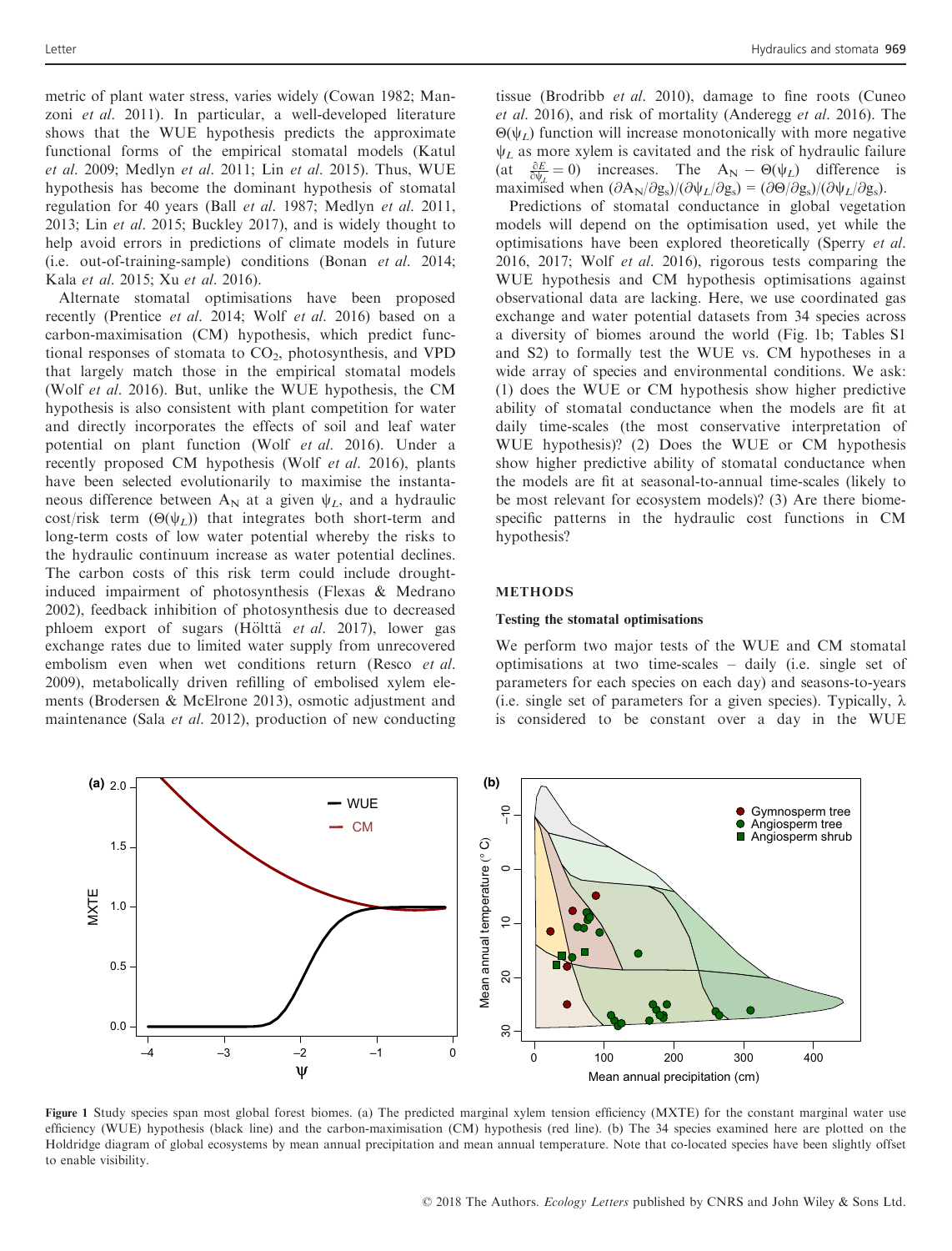metric of plant water stress, varies widely (Cowan 1982; Manzoni *et al*. 2011). In particular, a well-developed literature shows that the WUE hypothesis predicts the approximate functional forms of the empirical stomatal models (Katul *et al*. 2009; Medlyn *et al*. 2011; Lin *et al*. 2015). Thus, WUE hypothesis has become the dominant hypothesis of stomatal regulation for 40 years (Ball *et al*. 1987; Medlyn *et al*. 2011, 2013; Lin *et al*. 2015; Buckley 2017), and is widely thought to help avoid errors in predictions of climate models in future (i.e. out-of-training-sample) conditions (Bonan *et al*. 2014; Kala *et al*. 2015; Xu *et al*. 2016).

Alternate stomatal optimisations have been proposed recently (Prentice *et al*. 2014; Wolf *et al*. 2016) based on a carbon-maximisation (CM) hypothesis, which predict functional responses of stomata to $CO_2$, photosynthesis, and VPD that largely match those in the empirical stomatal models (Wolf *et al*. 2016). But, unlike the WUE hypothesis, the CM hypothesis is also consistent with plant competition for water and directly incorporates the effects of soil and leaf water potential on plant function (Wolf *et al*. 2016). Under a recently proposed CM hypothesis (Wolf *et al*. 2016), plants have been selected evolutionarily to maximise the instantaneous difference between $A_N$ at a given $\psi_L$, and a hydraulic cost/risk term ($\Theta(\psi_L)$) that integrates both short-term and long-term costs of low water potential whereby the risks to the hydraulic continuum increase as water potential declines. The carbon costs of this risk term could include drought-induced impairment of photosynthesis (Flexas & Medrano 2002), feedback inhibition of photosynthesis due to decreased phloem export of sugars (Hölttä *et al*. 2017), lower gas exchange rates due to limited water supply from unrecovered embolism even when wet conditions return (Resco *et al*. 2009), metabolically driven refilling of embolised xylem elements (Brodersen & McElrone 2013), osmotic adjustment and maintenance (Sala *et al*. 2012), production of new conducting tissue (Brodribb *et al*. 2010), damage to fine roots (Cuneo *et al*. 2016), and risk of mortality (Anderegg *et al*. 2016). The $\Theta(\psi_L)$ function will increase monotonically with more negative $\psi_L$ as more xylem is cavitated and the risk of hydraulic failure (at $\frac{\partial E}{\partial \psi_L} = 0$) increases. The $A_N - \Theta(\psi_L)$ difference is maximised when $(\partial A_N/\partial g_s)/(\partial \psi_L/\partial g_s) = (\partial \Theta/\partial g_s)/(\partial \psi_L/\partial g_s)$.

Predictions of stomatal conductance in global vegetation models will depend on the optimisation used, yet while the optimisations have been explored theoretically (Sperry *et al*. 2016, 2017; Wolf *et al*. 2016), rigorous tests comparing the WUE hypothesis and CM hypothesis optimisations against observational data are lacking. Here, we use coordinated gas exchange and water potential datasets from 34 species across a diversity of biomes around the world (Fig. 1b; Tables S1 and S2) to formally test the WUE vs. CM hypotheses in a wide array of species and environmental conditions. We ask: (1) does the WUE or CM hypothesis show higher predictive ability of stomatal conductance when the models are fit at daily time-scales (the most conservative interpretation of WUE hypothesis)? (2) Does the WUE or CM hypothesis show higher predictive ability of stomatal conductance when the models are fit at seasonal-to-annual time-scales (likely to be most relevant for ecosystem models)? (3) Are there biome-specific patterns in the hydraulic cost functions in CM hypothesis?

## METHODS

### Testing the stomatal optimisations

We perform two major tests of the WUE and CM stomatal optimisations at two time-scales – daily (i.e. single set of parameters for each species on each day) and seasons-to-years (i.e. single set of parameters for a given species). Typically, $\lambda$ is considered to be constant over a day in the WUE

Figure 1 Study species span most global forest biomes. (a) The predicted marginal xylem tension efficiency (MXTE) for the constant marginal water use efficiency (WUE) hypothesis (black line) and the carbon-maximisation (CM) hypothesis (red line). (b) The 34 species examined here are plotted on the Holdridge diagram of global ecosystems by mean annual precipitation and mean annual temperature. Note that co-located species have been slightly offset to enable visibility.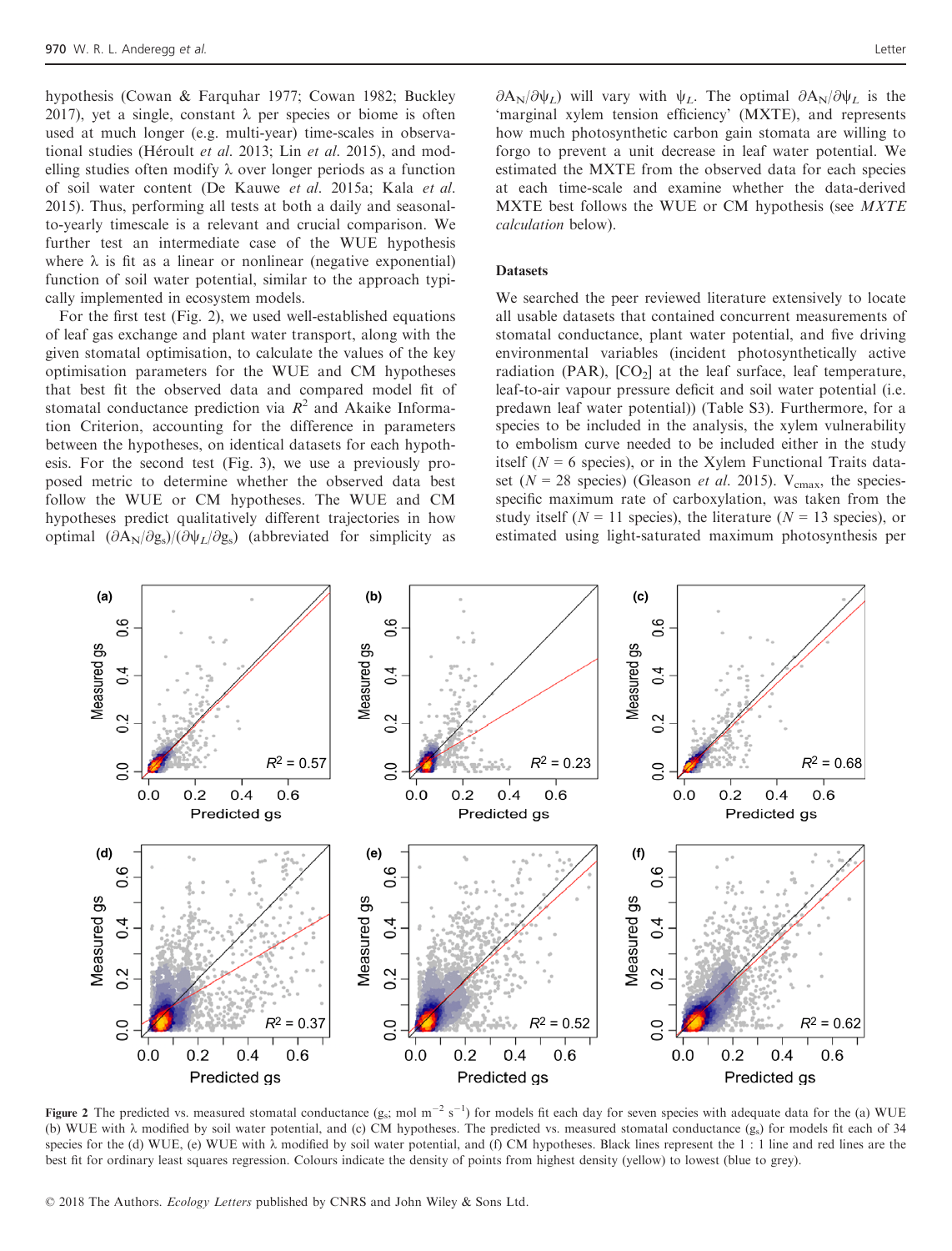hypothesis (Cowan & Farquhar 1977; Cowan 1982; Buckley 2017), yet a single, constant λ per species or biome is often used at much longer (e.g. multi-year) time-scales in observational studies (Héroult *et al.* 2013; Lin *et al.* 2015), and modelling studies often modify λ over longer periods as a function of soil water content (De Kauwe *et al.* 2015a; Kala *et al.* 2015). Thus, performing all tests at both a daily and seasonal-to-yearly timescale is a relevant and crucial comparison. We further test an intermediate case of the WUE hypothesis where λ is fit as a linear or nonlinear (negative exponential) function of soil water potential, similar to the approach typically implemented in ecosystem models.

For the first test (Fig. 2), we used well-established equations of leaf gas exchange and plant water transport, along with the given stomatal optimisation, to calculate the values of the key optimisation parameters for the WUE and CM hypotheses that best fit the observed data and compared model fit of stomatal conductance prediction via $R^2$ and Akaike Information Criterion, accounting for the difference in parameters between the hypotheses, on identical datasets for each hypothesis. For the second test (Fig. 3), we use a previously proposed metric to determine whether the observed data best follow the WUE or CM hypotheses. The WUE and CM hypotheses predict qualitatively different trajectories in how optimal $(\partial A_N/\partial g_s)/(\partial\psi_L/\partial g_s)$ (abbreviated for simplicity as $\partial A_N/\partial\psi_L$) will vary with $\psi_L$. The optimal $\partial A_N/\partial\psi_L$ is the 'marginal xylem tension efficiency' (MXTE), and represents how much photosynthetic carbon gain stomata are willing to forgo to prevent a unit decrease in leaf water potential. We estimated the MXTE from the observed data for each species at each time-scale and examine whether the data-derived MXTE best follows the WUE or CM hypothesis (see *MXTE calculation* below).

### Datasets

We searched the peer reviewed literature extensively to locate all usable datasets that contained concurrent measurements of stomatal conductance, plant water potential, and five driving environmental variables (incident photosynthetically active radiation (PAR), $[CO_2]$ at the leaf surface, leaf temperature, leaf-to-air vapour pressure deficit and soil water potential (i.e. predawn leaf water potential)) (Table S3). Furthermore, for a species to be included in the analysis, the xylem vulnerability to embolism curve needed to be included either in the study itself ($N = 6$ species), or in the Xylem Functional Traits dataset ($N = 28$ species) (Gleason *et al.* 2015). $V_{cmax}$, the species-specific maximum rate of carboxylation, was taken from the study itself ($N = 11$ species), the literature ($N = 13$ species), or estimated using light-saturated maximum photosynthesis per

**Figure 2** The predicted vs. measured stomatal conductance ($g_s$; mol m$^{-2}$ s$^{-1}$) for models fit each day for seven species with adequate data for the (a) WUE (b) WUE with λ modified by soil water potential, and (c) CM hypotheses. The predicted vs. measured stomatal conductance ($g_s$) for models fit each of 34 species for the (d) WUE, (e) WUE with λ modified by soil water potential, and (f) CM hypotheses. Black lines represent the 1 : 1 line and red lines are the best fit for ordinary least squares regression. Colours indicate the density of points from highest density (yellow) to lowest (blue to grey).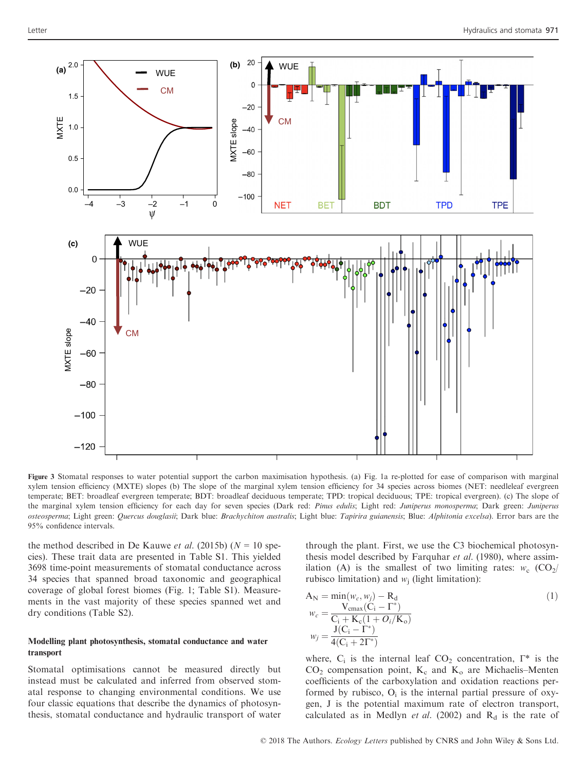Figure 3 Stomatal responses to water potential support the carbon maximisation hypothesis. (a) Fig. 1a re-plotted for ease of comparison with marginal xylem tension efficiency (MXTE) slopes (b) The slope of the marginal xylem tension efficiency for 34 species across biomes (NET: needleleaf evergreen temperate; BET: broadleaf evergreen temperate; BDT: broadleaf deciduous temperate; TPD: tropical deciduous; TPE: tropical evergreen). (c) The slope of the marginal xylem tension efficiency for each day for seven species (Dark red: *Pinus edulis*; Light red: *Juniperus monosperma*; Dark green: *Juniperus osteosperma*; Light green: *Quercus douglasii*; Dark blue: *Brachychiton australis*; Light blue: *Tapirira guianensis*; Blue: *Alphitonia excelsa*). Error bars are the 95% confidence intervals.

the method described in De Kauwe *et al.* (2015b) ($N = 10$ species). These trait data are presented in Table S1. This yielded 3698 time-point measurements of stomatal conductance across 34 species that spanned broad taxonomic and geographical coverage of global forest biomes (Fig. 1; Table S1). Measurements in the vast majority of these species spanned wet and dry conditions (Table S2).

### Modelling plant photosynthesis, stomatal conductance and water transport

Stomatal optimisations cannot be measured directly but instead must be calculated and inferred from observed stomatal response to changing environmental conditions. We use four classic equations that describe the dynamics of photosynthesis, stomatal conductance and hydraulic transport of water through the plant. First, we use the C3 biochemical photosynthesis model described by Farquhar *et al.* (1980), where assimilation (A) is the smallest of two limiting rates: $w_c$ ($CO_2$/rubisco limitation) and $w_j$ (light limitation):

$$
\begin{aligned}
A_N &= \min(w_c, w_j) - R_d \\
w_c &= \frac{V_{cmax}(C_i - \Gamma^*)}{C_i + K_c(1 + O_i/K_o)} \\
w_j &= \frac{J(C_i - \Gamma^*)}{4(C_i + 2\Gamma^*)}
\end{aligned}
\tag{1}
$$

where, $C_i$ is the internal leaf $CO_2$ concentration, $\Gamma^*$ is the $CO_2$ compensation point, $K_c$ and $K_o$ are Michaelis–Menten coefficients of the carboxylation and oxidation reactions performed by rubisco, $O_i$ is the internal partial pressure of oxygen, J is the potential maximum rate of electron transport, calculated as in Medlyn *et al.* (2002) and $R_d$ is the rate of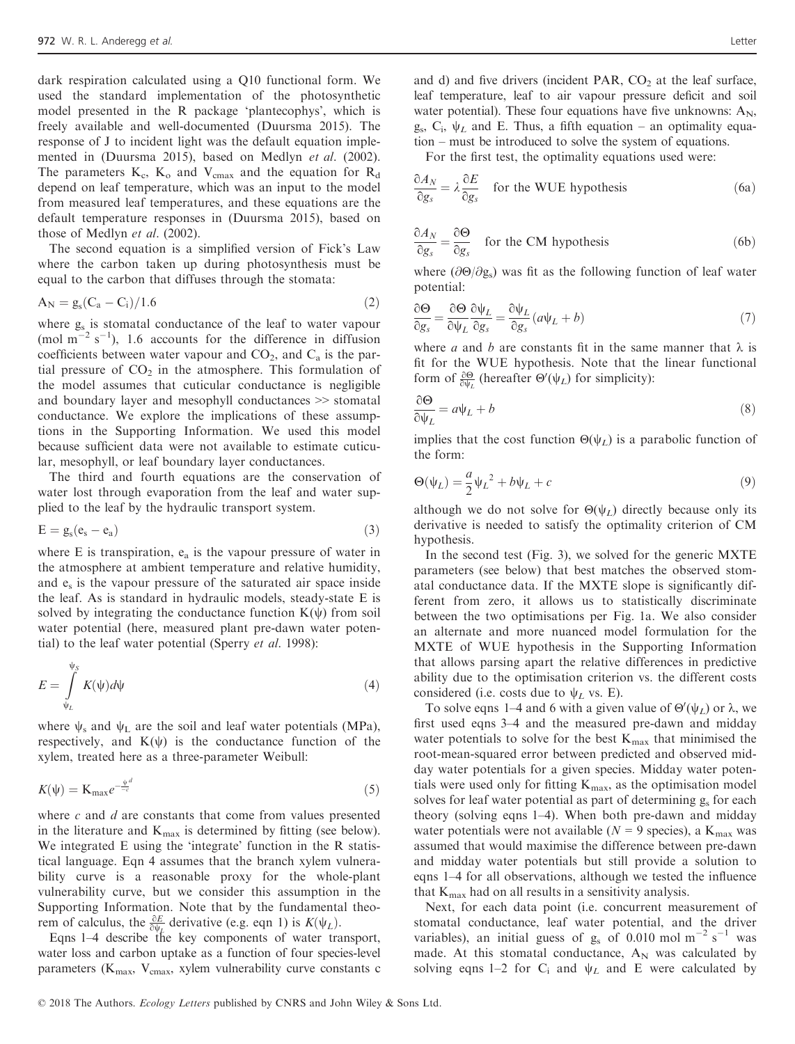dark respiration calculated using a Q10 functional form. We used the standard implementation of the photosynthetic model presented in the R package 'plantecophys', which is freely available and well-documented (Duursma 2015). The response of J to incident light was the default equation implemented in (Duursma 2015), based on Medlyn *et al.* (2002). The parameters $K_c$, $K_o$ and $V_{cmax}$ and the equation for $R_d$ depend on leaf temperature, which was an input to the model from measured leaf temperatures, and these equations are the default temperature responses in (Duursma 2015), based on those of Medlyn *et al.* (2002).

The second equation is a simplified version of Fick's Law where the carbon taken up during photosynthesis must be equal to the carbon that diffuses through the stomata:

$$A_N = g_s(C_a - C_i)/1.6 \tag{2}$$

where $g_s$ is stomatal conductance of the leaf to water vapour (mol $m^{-2}$ $s^{-1}$), 1.6 accounts for the difference in diffusion coefficients between water vapour and $CO_2$, and $C_a$ is the partial pressure of $CO_2$ in the atmosphere. This formulation of the model assumes that cuticular conductance is negligible and boundary layer and mesophyll conductances >> stomatal conductance. We explore the implications of these assumptions in the Supporting Information. We used this model because sufficient data were not available to estimate cuticular, mesophyll, or leaf boundary layer conductances.

The third and fourth equations are the conservation of water lost through evaporation from the leaf and water supplied to the leaf by the hydraulic transport system.

$$E = g_s(e_s - e_a) \tag{3}$$

where E is transpiration, $e_a$ is the vapour pressure of water in the atmosphere at ambient temperature and relative humidity, and $e_s$ is the vapour pressure of the saturated air space inside the leaf. As is standard in hydraulic models, steady-state E is solved by integrating the conductance function $K(\psi)$ from soil water potential (here, measured plant pre-dawn water potential) to the leaf water potential (Sperry *et al.* 1998):

$$E = \int_{\psi_L}^{\psi_S} K(\psi) d\psi \tag{4}$$

where $\psi_s$ and $\psi_L$ are the soil and leaf water potentials (MPa), respectively, and $K(\psi)$ is the conductance function of the xylem, treated here as a three-parameter Weibull:

$$K(\psi) = K_{max} e^{-\frac{\psi}{c}^{d}} \tag{5}$$

where $c$ and $d$ are constants that come from values presented in the literature and $K_{max}$ is determined by fitting (see below). We integrated E using the 'integrate' function in the R statistical language. Eqn 4 assumes that the branch xylem vulnerability curve is a reasonable proxy for the whole-plant vulnerability curve, but we consider this assumption in the Supporting Information. Note that by the fundamental theorem of calculus, the $\frac{\partial E}{\partial \psi_L}$ derivative (e.g. eqn 1) is $K(\psi_L)$.

Eqns 1–4 describe the key components of water transport, water loss and carbon uptake as a function of four species-level parameters ($K_{max}$, $V_{cmax}$, xylem vulnerability curve constants c and d) and five drivers (incident PAR, $CO_2$ at the leaf surface, leaf temperature, leaf to air vapour pressure deficit and soil water potential). These four equations have five unknowns: $A_N$, $g_s$, $C_i$, $\psi_L$ and E. Thus, a fifth equation – an optimality equation – must be introduced to solve the system of equations.

For the first test, the optimality equations used were:

$$\frac{\partial A_N}{\partial g_s} = \lambda \frac{\partial E}{\partial g_s} \quad \text{for the WUE hypothesis} \tag{6a}$$

$$\frac{\partial A_N}{\partial g_s} = \frac{\partial \Theta}{\partial g_s} \quad \text{for the CM hypothesis} \tag{6b}$$

where $(\partial \Theta / \partial g_s)$ was fit as the following function of leaf water potential:

$$\frac{\partial \Theta}{\partial g_s} = \frac{\partial \Theta}{\partial \psi_L} \frac{\partial \psi_L}{\partial g_s} = \frac{\partial \psi_L}{\partial g_s} (a\psi_L + b) \tag{7}$$

where $a$ and $b$ are constants fit in the same manner that $\lambda$ is fit for the WUE hypothesis. Note that the linear functional form of $\frac{\partial \Theta}{\partial \psi_L}$ (hereafter $\Theta'(\psi_L)$ for simplicity):

$$\frac{\partial \Theta}{\partial \psi_L} = a\psi_L + b \tag{8}$$

implies that the cost function $\Theta(\psi_L)$ is a parabolic function of the form:

$$\Theta(\psi_L) = \frac{a}{2}\psi_L^2 + b\psi_L + c \tag{9}$$

although we do not solve for $\Theta(\psi_L)$ directly because only its derivative is needed to satisfy the optimality criterion of CM hypothesis.

In the second test (Fig. 3), we solved for the generic MXTE parameters (see below) that best matches the observed stomatal conductance data. If the MXTE slope is significantly different from zero, it allows us to statistically discriminate between the two optimisations per Fig. 1a. We also consider an alternate and more nuanced model formulation for the MXTE of WUE hypothesis in the Supporting Information that allows parsing apart the relative differences in predictive ability due to the optimisation criterion vs. the different costs considered (i.e. costs due to $\psi_L$ vs. E).

To solve eqns 1–4 and 6 with a given value of $\Theta'(\psi_L)$ or $\lambda$, we first used eqns 3–4 and the measured pre-dawn and midday water potentials to solve for the best $K_{max}$ that minimised the root-mean-squared error between predicted and observed midday water potentials for a given species. Midday water potentials were used only for fitting $K_{max}$, as the optimisation model solves for leaf water potential as part of determining $g_s$ for each theory (solving eqns 1–4). When both pre-dawn and midday water potentials were not available ($N = 9$ species), a $K_{max}$ was assumed that would maximise the difference between pre-dawn and midday water potentials but still provide a solution to eqns 1–4 for all observations, although we tested the influence that $K_{max}$ had on all results in a sensitivity analysis.

Next, for each data point (i.e. concurrent measurement of stomatal conductance, leaf water potential, and the driver variables), an initial guess of $g_s$ of 0.010 mol $m^{-2}$ $s^{-1}$ was made. At this stomatal conductance, $A_N$ was calculated by solving eqns 1–2 for $C_i$ and $\psi_L$ and E were calculated by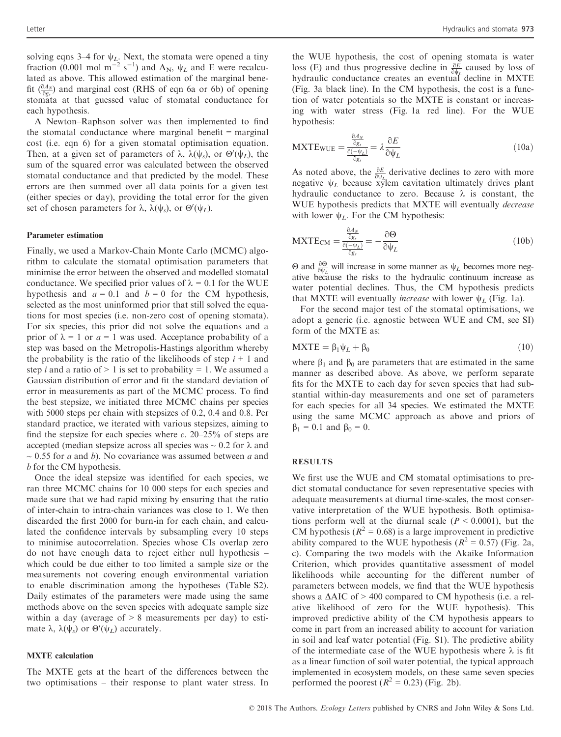solving eqns 3–4 for $\psi_L$. Next, the stomata were opened a tiny fraction (0.001 mol m$^{-2}$ s$^{-1}$) and $A_N$, $\psi_L$ and E were recalculated as above. This allowed estimation of the marginal benefit ($\frac{\partial A_N}{\partial g_s}$) and marginal cost (RHS of eqn 6a or 6b) of opening stomata at that guessed value of stomatal conductance for each hypothesis.

A Newton–Raphson solver was then implemented to find the stomatal conductance where marginal benefit = marginal cost (i.e. eqn 6) for a given stomatal optimisation equation. Then, at a given set of parameters of λ, $\lambda(\psi_s)$, or $\Theta'(\psi_L)$, the sum of the squared error was calculated between the observed stomatal conductance and that predicted by the model. These errors are then summed over all data points for a given test (either species or day), providing the total error for the given set of chosen parameters for λ, $\lambda(\psi_s)$, or $\Theta'(\psi_L)$.

### Parameter estimation

Finally, we used a Markov-Chain Monte Carlo (MCMC) algorithm to calculate the stomatal optimisation parameters that minimise the error between the observed and modelled stomatal conductance. We specified prior values of λ = 0.1 for the WUE hypothesis and $a$ = 0.1 and $b$ = 0 for the CM hypothesis, selected as the most uninformed prior that still solved the equations for most species (i.e. non-zero cost of opening stomata). For six species, this prior did not solve the equations and a prior of λ = 1 or $a$ = 1 was used. Acceptance probability of a step was based on the Metropolis-Hastings algorithm whereby the probability is the ratio of the likelihoods of step $i$ + 1 and step $i$ and a ratio of > 1 is set to probability = 1. We assumed a Gaussian distribution of error and fit the standard deviation of error in measurements as part of the MCMC process. To find the best stepsize, we initiated three MCMC chains per species with 5000 steps per chain with stepsizes of 0.2, 0.4 and 0.8. Per standard practice, we iterated with various stepsizes, aiming to find the stepsize for each species where $c$. 20–25% of steps are accepted (median stepsize across all species was ~ 0.2 for λ and ~ 0.55 for $a$ and $b$). No covariance was assumed between $a$ and $b$ for the CM hypothesis.

Once the ideal stepsize was identified for each species, we ran three MCMC chains for 10 000 steps for each species and made sure that we had rapid mixing by ensuring that the ratio of inter-chain to intra-chain variances was close to 1. We then discarded the first 2000 for burn-in for each chain, and calculated the confidence intervals by subsampling every 10 steps to minimise autocorrelation. Species whose CIs overlap zero do not have enough data to reject either null hypothesis – which could be due either to too limited a sample size or the measurements not covering enough environmental variation to enable discrimination among the hypotheses (Table S2). Daily estimates of the parameters were made using the same methods above on the seven species with adequate sample size within a day (average of > 8 measurements per day) to estimate λ, $\lambda(\psi_s)$ or $\Theta'(\psi_L)$ accurately.

### MXTE calculation

The MXTE gets at the heart of the differences between the two optimisations – their response to plant water stress. In the WUE hypothesis, the cost of opening stomata is water loss (E) and thus progressive decline in $\frac{\partial E}{\partial \psi_L}$ caused by loss of hydraulic conductance creates an eventual decline in MXTE (Fig. 3a black line). In the CM hypothesis, the cost is a function of water potentials so the MXTE is constant or increasing with water stress (Fig. 1a red line). For the WUE hypothesis:

$$\mathrm{MXTE_{WUE}} = \frac{\frac{\partial A_N}{\partial g_s}}{\frac{\partial(-\psi_L)}{\partial g_s}} = \lambda \frac{\partial E}{\partial \psi_L} \tag{10a}$$

As noted above, the $\frac{\partial E}{\partial \psi_L}$ derivative declines to zero with more negative $\psi_L$ because xylem cavitation ultimately drives plant hydraulic conductance to zero. Because λ is constant, the WUE hypothesis predicts that MXTE will eventually *decrease* with lower $\psi_L$. For the CM hypothesis:

$$\mathrm{MXTE_{CM}} = \frac{\frac{\partial A_N}{\partial g_s}}{\frac{\partial(-\psi_L)}{\partial g_s}} = -\frac{\partial \Theta}{\partial \psi_L} \tag{10b}$$

Θ and $\frac{\partial \Theta}{\partial \psi_L}$ will increase in some manner as $\psi_L$ becomes more negative because the risks to the hydraulic continuum increase as water potential declines. Thus, the CM hypothesis predicts that MXTE will eventually *increase* with lower $\psi_L$ (Fig. 1a).

For the second major test of the stomatal optimisations, we adopt a generic (i.e. agnostic between WUE and CM, see SI) form of the MXTE as:

$$\mathrm{MXTE} = \beta_1 \psi_L + \beta_0 \tag{10}$$

where $\beta_1$ and $\beta_0$ are parameters that are estimated in the same manner as described above. As above, we perform separate fits for the MXTE to each day for seven species that had substantial within-day measurements and one set of parameters for each species for all 34 species. We estimated the MXTE using the same MCMC approach as above and priors of $\beta_1$ = 0.1 and $\beta_0$ = 0.

## RESULTS

We first use the WUE and CM stomatal optimisations to predict stomatal conductance for seven representative species with adequate measurements at diurnal time-scales, the most conservative interpretation of the WUE hypothesis. Both optimisations perform well at the diurnal scale ($P$ < 0.0001), but the CM hypothesis ($R^2$ = 0.68) is a large improvement in predictive ability compared to the WUE hypothesis ($R^2$ = 0.57) (Fig. 2a, c). Comparing the two models with the Akaike Information Criterion, which provides quantitative assessment of model likelihoods while accounting for the different number of parameters between models, we find that the WUE hypothesis shows a ΔAIC of > 400 compared to CM hypothesis (i.e. a relative likelihood of zero for the WUE hypothesis). This improved predictive ability of the CM hypothesis appears to come in part from an increased ability to account for variation in soil and leaf water potential (Fig. S1). The predictive ability of the intermediate case of the WUE hypothesis where λ is fit as a linear function of soil water potential, the typical approach implemented in ecosystem models, on these same seven species performed the poorest ($R^2$ = 0.23) (Fig. 2b).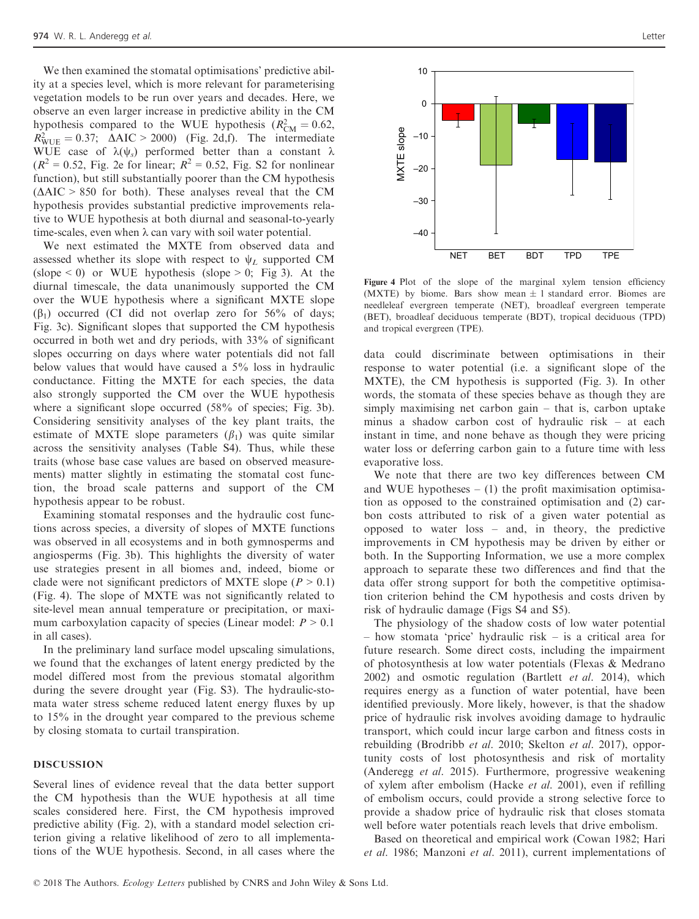We then examined the stomatal optimisations' predictive ability at a species level, which is more relevant for parameterising vegetation models to be run over years and decades. Here, we observe an even larger increase in predictive ability in the CM hypothesis compared to the WUE hypothesis ($R^2_{CM} = 0.62$, $R^2_{WUE} = 0.37$; $\Delta AIC > 2000$) (Fig. 2d,f). The intermediate WUE case of $\lambda(\psi_s)$ performed better than a constant $\lambda$ ($R^2 = 0.52$, Fig. 2e for linear; $R^2 = 0.52$, Fig. S2 for nonlinear function), but still substantially poorer than the CM hypothesis ($\Delta AIC > 850$ for both). These analyses reveal that the CM hypothesis provides substantial predictive improvements relative to WUE hypothesis at both diurnal and seasonal-to-yearly time-scales, even when $\lambda$ can vary with soil water potential.

We next estimated the MXTE from observed data and assessed whether its slope with respect to $\psi_L$ supported CM (slope < 0) or WUE hypothesis (slope > 0; Fig 3). At the diurnal timescale, the data unanimously supported the CM over the WUE hypothesis where a significant MXTE slope ($\beta_1$) occurred (CI did not overlap zero for 56% of days; Fig. 3c). Significant slopes that supported the CM hypothesis occurred in both wet and dry periods, with 33% of significant slopes occurring on days where water potentials did not fall below values that would have caused a 5% loss in hydraulic conductance. Fitting the MXTE for each species, the data also strongly supported the CM over the WUE hypothesis where a significant slope occurred (58% of species; Fig. 3b). Considering sensitivity analyses of the key plant traits, the estimate of MXTE slope parameters ($\beta_1$) was quite similar across the sensitivity analyses (Table S4). Thus, while these traits (whose base case values are based on observed measurements) matter slightly in estimating the stomatal cost function, the broad scale patterns and support of the CM hypothesis appear to be robust.

Examining stomatal responses and the hydraulic cost functions across species, a diversity of slopes of MXTE functions was observed in all ecosystems and in both gymnosperms and angiosperms (Fig. 3b). This highlights the diversity of water use strategies present in all biomes and, indeed, biome or clade were not significant predictors of MXTE slope ($P > 0.1$) (Fig. 4). The slope of MXTE was not significantly related to site-level mean annual temperature or precipitation, or maximum carboxylation capacity of species (Linear model: $P > 0.1$ in all cases).

In the preliminary land surface model upscaling simulations, we found that the exchanges of latent energy predicted by the model differed most from the previous stomatal algorithm during the severe drought year (Fig. S3). The hydraulic-stomata water stress scheme reduced latent energy fluxes by up to 15% in the drought year compared to the previous scheme by closing stomata to curtail transpiration.

## DISCUSSION

Several lines of evidence reveal that the data better support the CM hypothesis than the WUE hypothesis at all time scales considered here. First, the CM hypothesis improved predictive ability (Fig. 2), with a standard model selection criterion giving a relative likelihood of zero to all implementations of the WUE hypothesis. Second, in all cases where the data could discriminate between optimisations in their response to water potential (i.e. a significant slope of the MXTE), the CM hypothesis is supported (Fig. 3). In other words, the stomata of these species behave as though they are simply maximising net carbon gain – that is, carbon uptake minus a shadow carbon cost of hydraulic risk – at each instant in time, and none behave as though they were pricing water loss or deferring carbon gain to a future time with less evaporative loss.

**Figure 4** Plot of the slope of the marginal xylem tension efficiency (MXTE) by biome. Bars show mean ± 1 standard error. Biomes are needleleaf evergreen temperate (NET), broadleaf evergreen temperate (BET), broadleaf deciduous temperate (BDT), tropical deciduous (TPD) and tropical evergreen (TPE).

We note that there are two key differences between CM and WUE hypotheses – (1) the profit maximisation optimisation as opposed to the constrained optimisation and (2) carbon costs attributed to risk of a given water potential as opposed to water loss – and, in theory, the predictive improvements in CM hypothesis may be driven by either or both. In the Supporting Information, we use a more complex approach to separate these two differences and find that the data offer strong support for both the competitive optimisation criterion behind the CM hypothesis and costs driven by risk of hydraulic damage (Figs S4 and S5).

The physiology of the shadow costs of low water potential – how stomata 'price' hydraulic risk – is a critical area for future research. Some direct costs, including the impairment of photosynthesis at low water potentials (Flexas & Medrano 2002) and osmotic regulation (Bartlett *et al.* 2014), which requires energy as a function of water potential, have been identified previously. More likely, however, is that the shadow price of hydraulic risk involves avoiding damage to hydraulic transport, which could incur large carbon and fitness costs in rebuilding (Brodribb *et al.* 2010; Skelton *et al.* 2017), opportunity costs of lost photosynthesis and risk of mortality (Anderegg *et al.* 2015). Furthermore, progressive weakening of xylem after embolism (Hacke *et al.* 2001), even if refilling of embolism occurs, could provide a strong selective force to provide a shadow price of hydraulic risk that closes stomata well before water potentials reach levels that drive embolism.

Based on theoretical and empirical work (Cowan 1982; Hari *et al.* 1986; Manzoni *et al.* 2011), current implementations of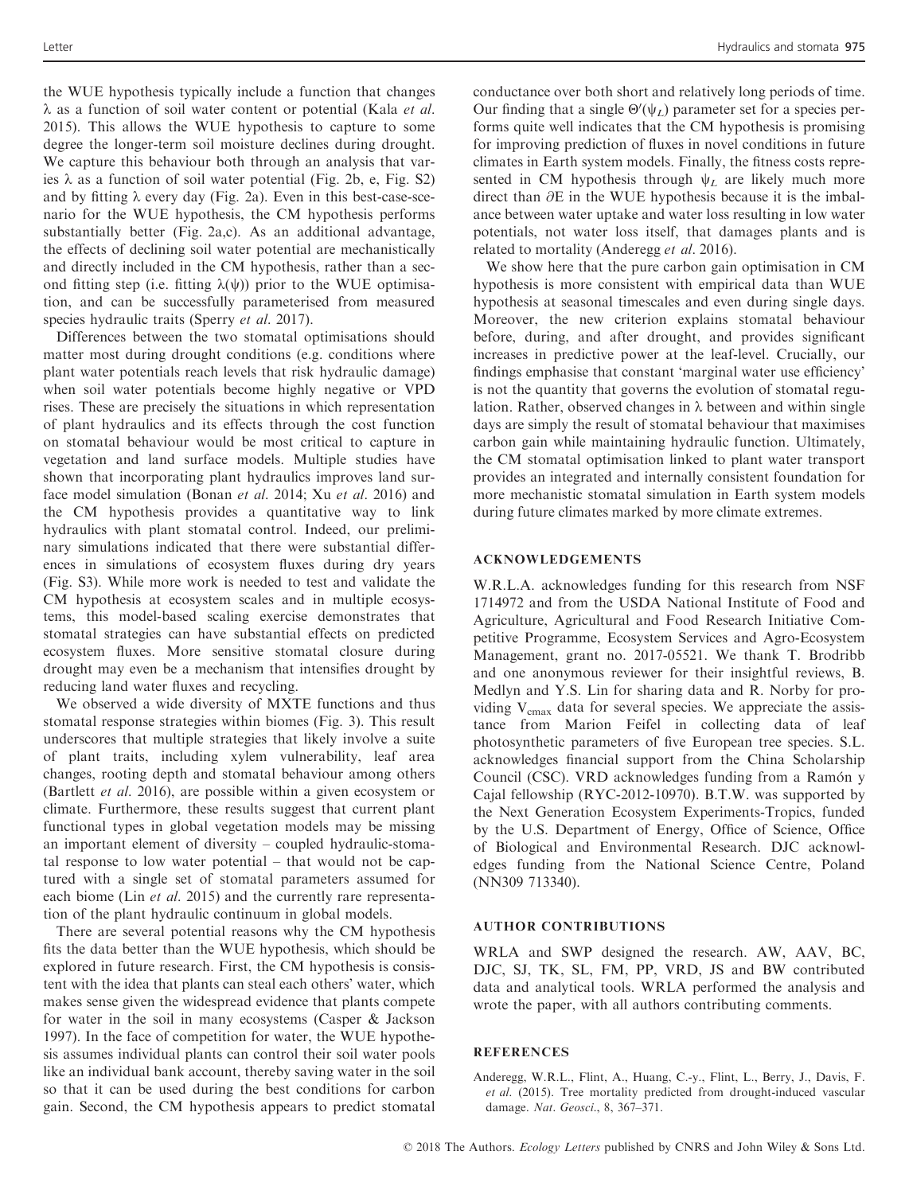the WUE hypothesis typically include a function that changes λ as a function of soil water content or potential (Kala *et al*. 2015). This allows the WUE hypothesis to capture to some degree the longer-term soil moisture declines during drought. We capture this behaviour both through an analysis that varies λ as a function of soil water potential (Fig. 2b, e, Fig. S2) and by fitting λ every day (Fig. 2a). Even in this best-case-scenario for the WUE hypothesis, the CM hypothesis performs substantially better (Fig. 2a,c). As an additional advantage, the effects of declining soil water potential are mechanistically and directly included in the CM hypothesis, rather than a second fitting step (i.e. fitting λ(ψ)) prior to the WUE optimisation, and can be successfully parameterised from measured species hydraulic traits (Sperry *et al*. 2017).

Differences between the two stomatal optimisations should matter most during drought conditions (e.g. conditions where plant water potentials reach levels that risk hydraulic damage) when soil water potentials become highly negative or VPD rises. These are precisely the situations in which representation of plant hydraulics and its effects through the cost function on stomatal behaviour would be most critical to capture in vegetation and land surface models. Multiple studies have shown that incorporating plant hydraulics improves land surface model simulation (Bonan *et al*. 2014; Xu *et al*. 2016) and the CM hypothesis provides a quantitative way to link hydraulics with plant stomatal control. Indeed, our preliminary simulations indicated that there were substantial differences in simulations of ecosystem fluxes during dry years (Fig. S3). While more work is needed to test and validate the CM hypothesis at ecosystem scales and in multiple ecosystems, this model-based scaling exercise demonstrates that stomatal strategies can have substantial effects on predicted ecosystem fluxes. More sensitive stomatal closure during drought may even be a mechanism that intensifies drought by reducing land water fluxes and recycling.

We observed a wide diversity of MXTE functions and thus stomatal response strategies within biomes (Fig. 3). This result underscores that multiple strategies that likely involve a suite of plant traits, including xylem vulnerability, leaf area changes, rooting depth and stomatal behaviour among others (Bartlett *et al*. 2016), are possible within a given ecosystem or climate. Furthermore, these results suggest that current plant functional types in global vegetation models may be missing an important element of diversity – coupled hydraulic-stomatal response to low water potential – that would not be captured with a single set of stomatal parameters assumed for each biome (Lin *et al*. 2015) and the currently rare representation of the plant hydraulic continuum in global models.

There are several potential reasons why the CM hypothesis fits the data better than the WUE hypothesis, which should be explored in future research. First, the CM hypothesis is consistent with the idea that plants can steal each others' water, which makes sense given the widespread evidence that plants compete for water in the soil in many ecosystems (Casper & Jackson 1997). In the face of competition for water, the WUE hypothesis assumes individual plants can control their soil water pools like an individual bank account, thereby saving water in the soil so that it can be used during the best conditions for carbon gain. Second, the CM hypothesis appears to predict stomatal conductance over both short and relatively long periods of time. Our finding that a single $\Theta'(\psi_L)$ parameter set for a species performs quite well indicates that the CM hypothesis is promising for improving prediction of fluxes in novel conditions in future climates in Earth system models. Finally, the fitness costs represented in CM hypothesis through $\psi_L$ are likely much more direct than $\partial E$ in the WUE hypothesis because it is the imbalance between water uptake and water loss resulting in low water potentials, not water loss itself, that damages plants and is related to mortality (Anderegg *et al*. 2016).

We show here that the pure carbon gain optimisation in CM hypothesis is more consistent with empirical data than WUE hypothesis at seasonal timescales and even during single days. Moreover, the new criterion explains stomatal behaviour before, during, and after drought, and provides significant increases in predictive power at the leaf-level. Crucially, our findings emphasise that constant 'marginal water use efficiency' is not the quantity that governs the evolution of stomatal regulation. Rather, observed changes in λ between and within single days are simply the result of stomatal behaviour that maximises carbon gain while maintaining hydraulic function. Ultimately, the CM stomatal optimisation linked to plant water transport provides an integrated and internally consistent foundation for more mechanistic stomatal simulation in Earth system models during future climates marked by more climate extremes.

## ACKNOWLEDGEMENTS

W.R.L.A. acknowledges funding for this research from NSF 1714972 and from the USDA National Institute of Food and Agriculture, Agricultural and Food Research Initiative Competitive Programme, Ecosystem Services and Agro-Ecosystem Management, grant no. 2017-05521. We thank T. Brodribb and one anonymous reviewer for their insightful reviews, B. Medlyn and Y.S. Lin for sharing data and R. Norby for providing $V_{cmax}$ data for several species. We appreciate the assistance from Marion Feifel in collecting data of leaf photosynthetic parameters of five European tree species. S.L. acknowledges financial support from the China Scholarship Council (CSC). VRD acknowledges funding from a Ramón y Cajal fellowship (RYC-2012-10970). B.T.W. was supported by the Next Generation Ecosystem Experiments-Tropics, funded by the U.S. Department of Energy, Office of Science, Office of Biological and Environmental Research. DJC acknowledges funding from the National Science Centre, Poland (NN309 713340).

## AUTHOR CONTRIBUTIONS

WRLA and SWP designed the research. AW, AAV, BC, DJC, SJ, TK, SL, FM, PP, VRD, JS and BW contributed data and analytical tools. WRLA performed the analysis and wrote the paper, with all authors contributing comments.

## REFERENCES

Anderegg, W.R.L., Flint, A., Huang, C.-y., Flint, L., Berry, J., Davis, F. *et al*. (2015). Tree mortality predicted from drought-induced vascular damage. *Nat. Geosci*., 8, 367–371.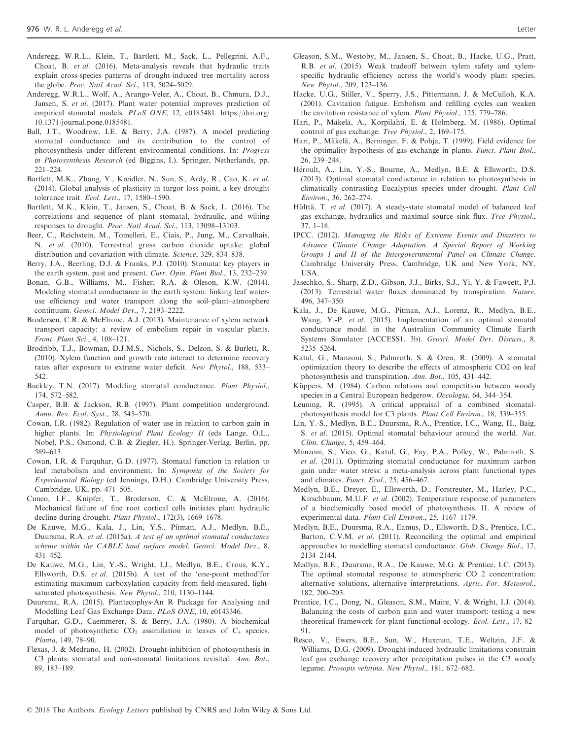Anderegg, W.R.L., Klein, T., Bartlett, M., Sack, L., Pellegrini, A.F., Choat, B. *et al*. (2016). Meta-analysis reveals that hydraulic traits explain cross-species patterns of drought-induced tree mortality across the globe. *Proc. Natl Acad. Sci.*, 113, 5024–5029.

Anderegg, W.R.L., Wolf, A., Arango-Velez, A., Choat, B., Chmura, D.J., Jansen, S. *et al*. (2017). Plant water potential improves prediction of empirical stomatal models. *PLoS ONE*, 12, e0185481. https://doi.org/10.1371/journal.pone.0185481.

Ball, J.T., Woodrow, I.E. & Berry, J.A. (1987). A model predicting stomatal conductance and its contribution to the control of photosynthesis under different environmental conditions. In: *Progress in Photosynthesis Research* (ed Biggins, I.). Springer, Netherlands, pp. 221–224.

Bartlett, M.K., Zhang, Y., Kreidler, N., Sun, S., Ardy, R., Cao, K. *et al*. (2014). Global analysis of plasticity in turgor loss point, a key drought tolerance trait. *Ecol. Lett.*, 17, 1580–1590.

Bartlett, M.K., Klein, T., Jansen, S., Choat, B. & Sack, L. (2016). The correlations and sequence of plant stomatal, hydraulic, and wilting responses to drought. *Proc. Natl Acad. Sci.*, 113, 13098–13103.

Beer, C., Reichstein, M., Tomelleri, E., Ciais, P., Jung, M., Carvalhais, N. *et al*. (2010). Terrestrial gross carbon dioxide uptake: global distribution and covariation with climate. *Science*, 329, 834–838.

Berry, J.A., Beerling, D.J. & Franks, P.J. (2010). Stomata: key players in the earth system, past and present. *Curr. Opin. Plant Biol.*, 13, 232–239.

Bonan, G.B., Williams, M., Fisher, R.A. & Oleson, K.W. (2014). Modeling stomatal conductance in the earth system: linking leaf water-use efficiency and water transport along the soil–plant–atmosphere continuum. *Geosci. Model Dev.*, 7, 2193–2222.

Brodersen, C.R. & McElrone, A.J. (2013). Maintenance of xylem network transport capacity: a review of embolism repair in vascular plants. *Front. Plant Sci.*, 4, 108–121.

Brodribb, T.J., Bowman, D.J.M.S., Nichols, S., Delzon, S. & Burlett, R. (2010). Xylem function and growth rate interact to determine recovery rates after exposure to extreme water deficit. *New Phytol.*, 188, 533–542.

Buckley, T.N. (2017). Modeling stomatal conductance. *Plant Physiol.*, 174, 572–582.

Casper, B.B. & Jackson, R.B. (1997). Plant competition underground. *Annu. Rev. Ecol. Syst.*, 28, 545–570.

Cowan, I.R. (1982). Regulation of water use in relation to carbon gain in higher plants. In: *Physiological Plant Ecology II* (eds Lange, O.L., Nobel, P.S., Osmond, C.B. & Ziegler, H.). Springer-Verlag, Berlin, pp. 589–613.

Cowan, I.R. & Farquhar, G.D. (1977). Stomatal function in relation to leaf metabolism and environment. In: *Symposia of the Society for Experimental Biology* (ed Jennings, D.H.). Cambridge University Press, Cambridge, UK, pp. 471–505.

Cuneo, I.F., Knipfer, T., Broderson, C. & McElrone, A. (2016). Mechanical failure of fine root cortical cells initiates plant hydraulic decline during drought. *Plant Physiol.*, 172(3), 1669–1678.

De Kauwe, M.G., Kala, J., Lin, Y.S., Pitman, A.J., Medlyn, B.E., Duursma, R.A. *et al*. (2015a). *A test of an optimal stomatal conductance scheme within the CABLE land surface model*. *Geosci. Model Dev.*, 8, 431–452.

De Kauwe, M.G., Lin, Y.-S., Wright, I.J., Medlyn, B.E., Crous, K.Y., Ellsworth, D.S. *et al*. (2015b). A test of the 'one-point method'for estimating maximum carboxylation capacity from field-measured, light-saturated photosynthesis. *New Phytol.*, 210, 1130–1144.

Duursma, R.A. (2015). Plantecophys-An R Package for Analysing and Modelling Leaf Gas Exchange Data. *PLoS ONE*, 10, e0143346.

Farquhar, G.D., Caemmerer, S. & Berry, J.A. (1980). A biochemical model of photosynthetic $CO_2$ assimilation in leaves of $C_3$ species. *Planta*, 149, 78–90.

Flexas, J. & Medrano, H. (2002). Drought-inhibition of photosynthesis in C3 plants: stomatal and non-stomatal limitations revisited. *Ann. Bot.*, 89, 183–189.

Gleason, S.M., Westoby, M., Jansen, S., Choat, B., Hacke, U.G., Pratt, R.B. *et al*. (2015). Weak tradeoff between xylem safety and xylem-specific hydraulic efficiency across the world's woody plant species. *New Phytol.*, 209, 123–136.

Hacke, U.G., Stiller, V., Sperry, J.S., Pittermann, J. & McCulloh, K.A. (2001). Cavitation fatigue. Embolism and refilling cycles can weaken the cavitation resistance of xylem. *Plant Physiol.*, 125, 779–786.

Hari, P., Mäkelä, A., Korpilahti, E. & Holmberg, M. (1986). Optimal control of gas exchange. *Tree Physiol.*, 2, 169–175.

Hari, P., Mäkelä, A., Berninger, F. & Pohja, T. (1999). Field evidence for the optimality hypothesis of gas exchange in plants. *Funct. Plant Biol.*, 26, 239–244.

Héroult, A., Lin, Y.-S., Bourne, A., Medlyn, B.E. & Ellsworth, D.S. (2013). Optimal stomatal conductance in relation to photosynthesis in climatically contrasting Eucalyptus species under drought. *Plant Cell Environ.*, 36, 262–274.

Hölttä, T. *et al*. (2017). A steady-state stomatal model of balanced leaf gas exchange, hydraulics and maximal source–sink flux. *Tree Physiol.*, 37, 1–18.

IPCC. (2012). *Managing the Risks of Extreme Events and Disasters to Advance Climate Change Adaptation. A Special Report of Working Groups I and II of the Intergovernmental Panel on Climate Change*. Cambridge University Press, Cambridge, UK and New York, NY, USA.

Jasechko, S., Sharp, Z.D., Gibson, J.J., Birks, S.J., Yi, Y. & Fawcett, P.J. (2013). Terrestrial water fluxes dominated by transpiration. *Nature*, 496, 347–350.

Kala, J., De Kauwe, M.G., Pitman, A.J., Lorenz, R., Medlyn, B.E., Wang, Y.-P. *et al*. (2015). Implementation of an optimal stomatal conductance model in the Australian Community Climate Earth Systems Simulator (ACCESS1. 3b). *Geosci. Model Dev. Discuss.*, 8, 5235–5264.

Katul, G., Manzoni, S., Palmroth, S. & Oren, R. (2009). A stomatal optimization theory to describe the effects of atmospheric CO2 on leaf photosynthesis and transpiration. *Ann. Bot.*, 105, 431–442.

Küppers, M. (1984). Carbon relations and competition between woody species in a Central European hedgerow. *Oecologia*, 64, 344–354.

Leuning, R. (1995). A critical appraisal of a combined stomatal-photosynthesis model for C3 plants. *Plant Cell Environ.*, 18, 339–355.

Lin, Y.-S., Medlyn, B.E., Duursma, R.A., Prentice, I.C., Wang, H., Baig, S. *et al*. (2015). Optimal stomatal behaviour around the world. *Nat. Clim. Change*, 5, 459–464.

Manzoni, S., Vico, G., Katul, G., Fay, P.A., Polley, W., Palmroth, S. *et al*. (2011). Optimizing stomatal conductance for maximum carbon gain under water stress: a meta-analysis across plant functional types and climates. *Funct. Ecol.*, 25, 456–467.

Medlyn, B.E., Dreyer, E., Ellsworth, D., Forstreuter, M., Harley, P.C., Kirschbaum, M.U.F. *et al*. (2002). Temperature response of parameters of a biochemically based model of photosynthesis. II. A review of experimental data. *Plant Cell Environ.*, 25, 1167–1179.

Medlyn, B.E., Duursma, R.A., Eamus, D., Ellsworth, D.S., Prentice, I.C., Barton, C.V.M. *et al*. (2011). Reconciling the optimal and empirical approaches to modelling stomatal conductance. *Glob. Change Biol.*, 17, 2134–2144.

Medlyn, B.E., Duursma, R.A., De Kauwe, M.G. & Prentice, I.C. (2013). The optimal stomatal response to atmospheric CO 2 concentration: alternative solutions, alternative interpretations. *Agric. For. Meteorol.*, 182, 200–203.

Prentice, I.C., Dong, N., Gleason, S.M., Maire, V. & Wright, I.J. (2014). Balancing the costs of carbon gain and water transport: testing a new theoretical framework for plant functional ecology. *Ecol. Lett.*, 17, 82–91.

Resco, V., Ewers, B.E., Sun, W., Huxman, T.E., Weltzin, J.F. & Williams, D.G. (2009). Drought-induced hydraulic limitations constrain leaf gas exchange recovery after precipitation pulses in the C3 woody legume. *Prosopis velutina*. *New Phytol.*, 181, 672–682.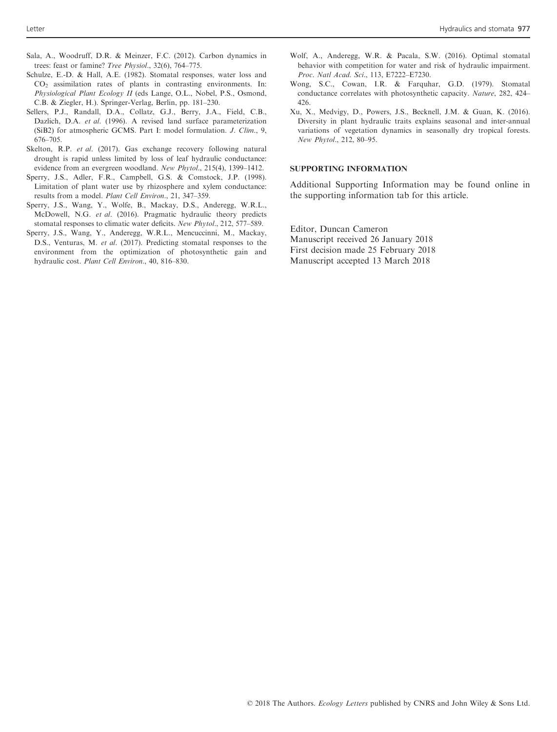Sala, A., Woodruff, D.R. & Meinzer, F.C. (2012). Carbon dynamics in trees: feast or famine? *Tree Physiol*., 32(6), 764–775.

Schulze, E.-D. & Hall, A.E. (1982). Stomatal responses, water loss and $CO_2$ assimilation rates of plants in contrasting environments. In: *Physiological Plant Ecology II* (eds Lange, O.L., Nobel, P.S., Osmond, C.B. & Ziegler, H.). Springer-Verlag, Berlin, pp. 181–230.

Sellers, P.J., Randall, D.A., Collatz, G.J., Berry, J.A., Field, C.B., Dazlich, D.A. *et al*. (1996). A revised land surface parameterization (SiB2) for atmospheric GCMS. Part I: model formulation. *J. Clim*., 9, 676–705.

Skelton, R.P. *et al*. (2017). Gas exchange recovery following natural drought is rapid unless limited by loss of leaf hydraulic conductance: evidence from an evergreen woodland. *New Phytol*., 215(4), 1399–1412.

Sperry, J.S., Adler, F.R., Campbell, G.S. & Comstock, J.P. (1998). Limitation of plant water use by rhizosphere and xylem conductance: results from a model. *Plant Cell Environ*., 21, 347–359.

Sperry, J.S., Wang, Y., Wolfe, B., Mackay, D.S., Anderegg, W.R.L., McDowell, N.G. *et al*. (2016). Pragmatic hydraulic theory predicts stomatal responses to climatic water deficits. *New Phytol*., 212, 577–589.

Sperry, J.S., Wang, Y., Anderegg, W.R.L., Mencuccinni, M., Mackay, D.S., Venturas, M. *et al*. (2017). Predicting stomatal responses to the environment from the optimization of photosynthetic gain and hydraulic cost. *Plant Cell Environ*., 40, 816–830.

Wolf, A., Anderegg, W.R. & Pacala, S.W. (2016). Optimal stomatal behavior with competition for water and risk of hydraulic impairment. *Proc. Natl Acad. Sci*., 113, E7222–E7230.

Wong, S.C., Cowan, I.R. & Farquhar, G.D. (1979). Stomatal conductance correlates with photosynthetic capacity. *Nature*, 282, 424–426.

Xu, X., Medvigy, D., Powers, J.S., Becknell, J.M. & Guan, K. (2016). Diversity in plant hydraulic traits explains seasonal and inter-annual variations of vegetation dynamics in seasonally dry tropical forests. *New Phytol*., 212, 80–95.

## SUPPORTING INFORMATION

Additional Supporting Information may be found online in the supporting information tab for this article.

Editor, Duncan Cameron
Manuscript received 26 January 2018
First decision made 25 February 2018
Manuscript accepted 13 March 2018